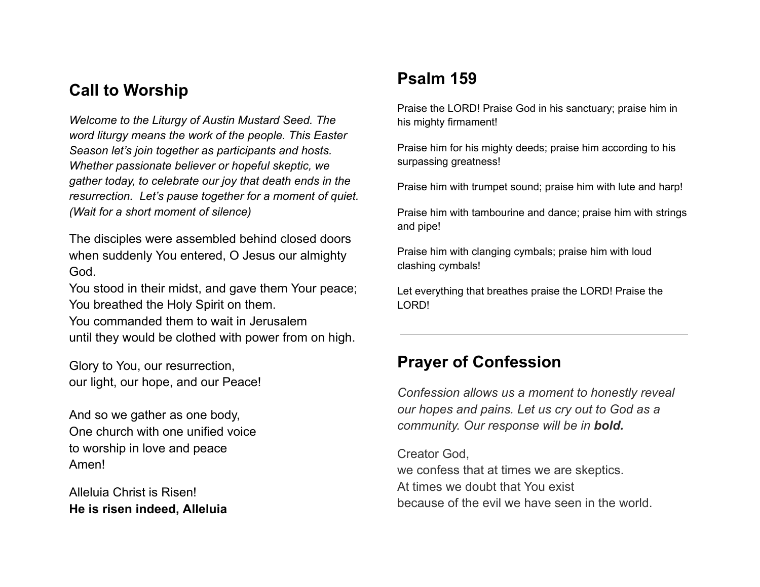## Call to Worship

*Welcome to the Liturgy of Austin Mustard Seed. The word liturgy means the work of the people. This Easter Season let's join together as participants and hosts. Whether passionate believer or hopeful skeptic, we gather today, to celebrate our joy that death ends in the resurrection. Let's pause together for a moment of quiet. (Wait for a short moment of silence)*

The disciples were assembled behind closed doors
when suddenly You entered, O Jesus our almighty God.
You stood in their midst, and gave them Your peace;
You breathed the Holy Spirit on them.
You commanded them to wait in Jerusalem
until they would be clothed with power from on high.

Glory to You, our resurrection,
our light, our hope, and our Peace!

And so we gather as one body,
One church with one unified voice
to worship in love and peace
Amen!

Alleluia Christ is Risen!
**He is risen indeed, Alleluia**

## Psalm 159

Praise the LORD! Praise God in his sanctuary; praise him in his mighty firmament!

Praise him for his mighty deeds; praise him according to his surpassing greatness!

Praise him with trumpet sound; praise him with lute and harp!

Praise him with tambourine and dance; praise him with strings and pipe!

Praise him with clanging cymbals; praise him with loud clashing cymbals!

Let everything that breathes praise the LORD! Praise the LORD!

---

## Prayer of Confession

*Confession allows us a moment to honestly reveal our hopes and pains. Let us cry out to God as a community. Our response will be in **bold.***

Creator God,
we confess that at times we are skeptics.
At times we doubt that You exist
because of the evil we have seen in the world.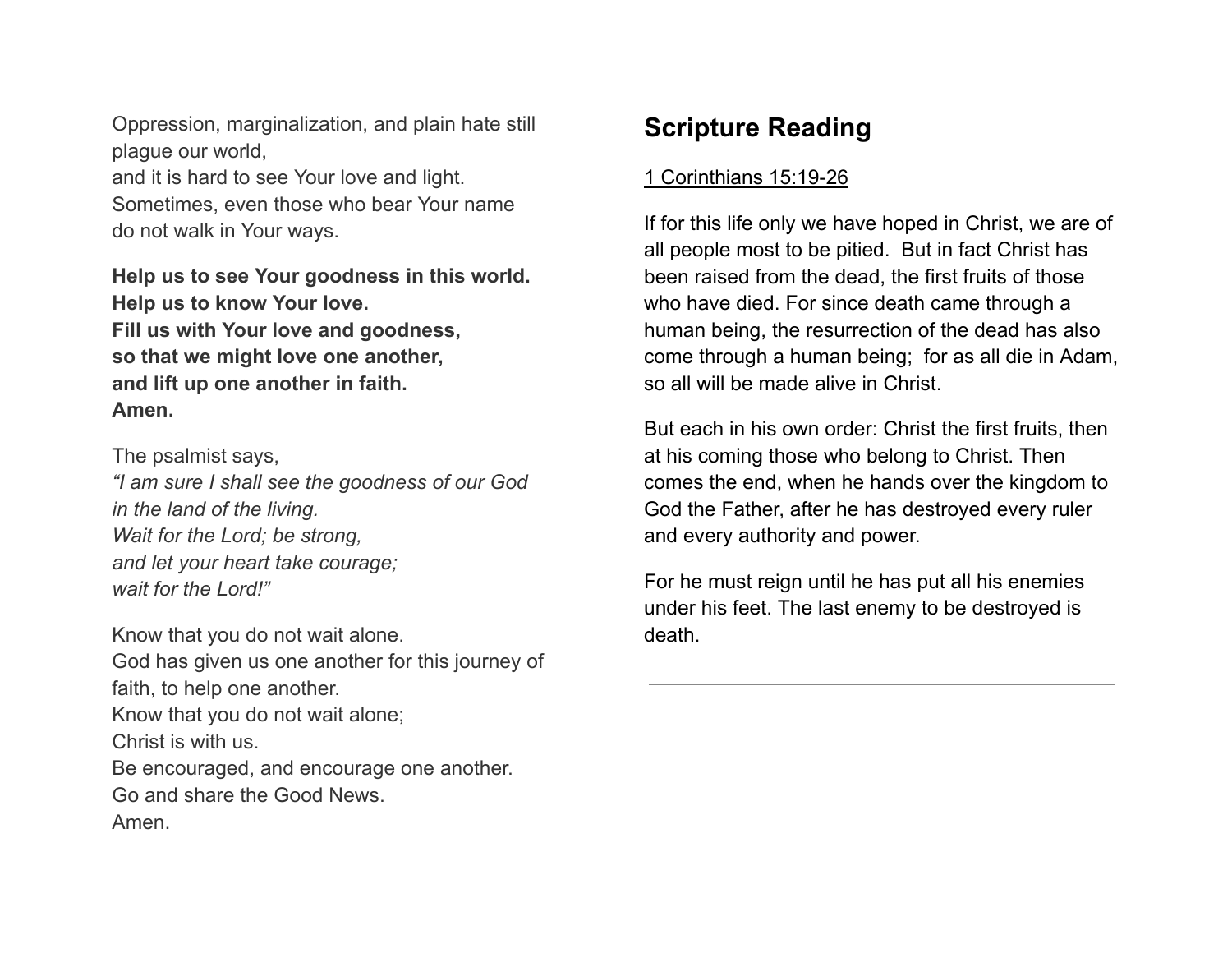Oppression, marginalization, and plain hate still plague our world,
and it is hard to see Your love and light.
Sometimes, even those who bear Your name
do not walk in Your ways.

**Help us to see Your goodness in this world.**
**Help us to know Your love.**
**Fill us with Your love and goodness,**
**so that we might love one another,**
**and lift up one another in faith.**
**Amen.**

The psalmist says,
*"I am sure I shall see the goodness of our God*
*in the land of the living.*
*Wait for the Lord; be strong,*
*and let your heart take courage;*
*wait for the Lord!"*

Know that you do not wait alone.
God has given us one another for this journey of faith, to help one another.
Know that you do not wait alone;
Christ is with us.
Be encouraged, and encourage one another.
Go and share the Good News.
Amen.

## Scripture Reading

1 Corinthians 15:19-26

If for this life only we have hoped in Christ, we are of all people most to be pitied.  But in fact Christ has been raised from the dead, the first fruits of those who have died. For since death came through a human being, the resurrection of the dead has also come through a human being;  for as all die in Adam, so all will be made alive in Christ.

But each in his own order: Christ the first fruits, then at his coming those who belong to Christ. Then comes the end, when he hands over the kingdom to God the Father, after he has destroyed every ruler and every authority and power.

For he must reign until he has put all his enemies under his feet. The last enemy to be destroyed is death.

---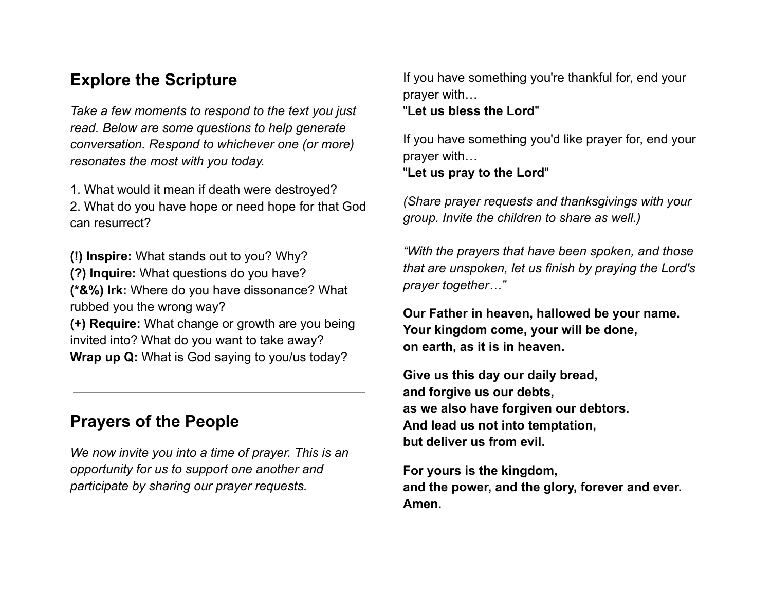## Explore the Scripture

*Take a few moments to respond to the text you just read. Below are some questions to help generate conversation. Respond to whichever one (or more) resonates the most with you today.*

1. What would it mean if death were destroyed?
2. What do you have hope or need hope for that God can resurrect?

**(!) Inspire:** What stands out to you? Why?
**(?) Inquire:** What questions do you have?
**(*&%) Irk:** Where do you have dissonance? What rubbed you the wrong way?
**(+) Require:** What change or growth are you being invited into? What do you want to take away?
**Wrap up Q:** What is God saying to you/us today?

---

## Prayers of the People

*We now invite you into a time of prayer. This is an opportunity for us to support one another and participate by sharing our prayer requests.*

If you have something you're thankful for, end your prayer with…
"**Let us bless the Lord**"

If you have something you'd like prayer for, end your prayer with…
"**Let us pray to the Lord**"

*(Share prayer requests and thanksgivings with your group. Invite the children to share as well.)*

*"With the prayers that have been spoken, and those that are unspoken, let us finish by praying the Lord's prayer together…"*

**Our Father in heaven, hallowed be your name.**
**Your kingdom come, your will be done,**
**on earth, as it is in heaven.**

**Give us this day our daily bread,**
**and forgive us our debts,**
**as we also have forgiven our debtors.**
**And lead us not into temptation,**
**but deliver us from evil.**

**For yours is the kingdom,**
**and the power, and the glory, forever and ever.**
**Amen.**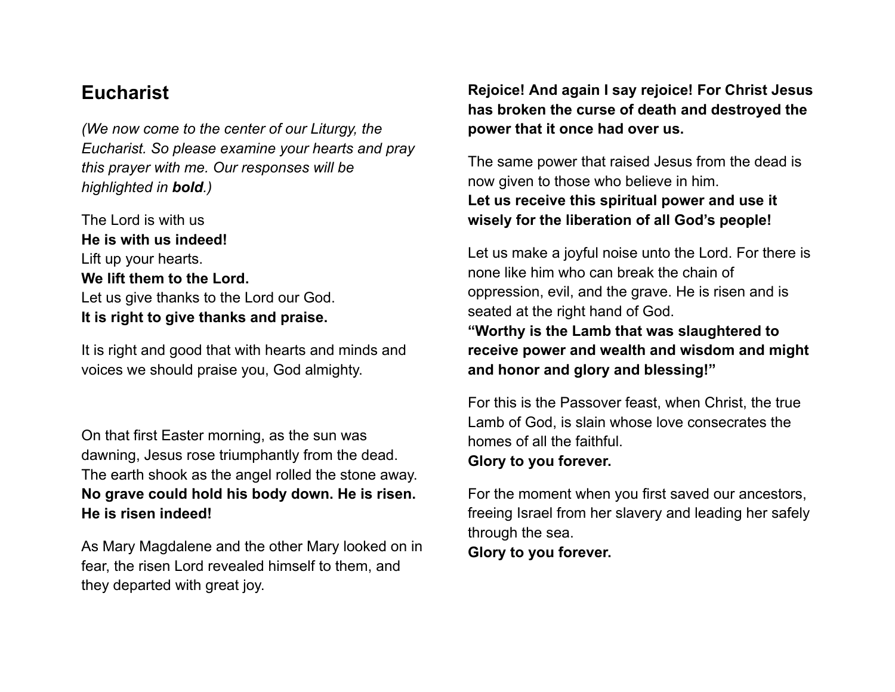## Eucharist

*(We now come to the center of our Liturgy, the Eucharist. So please examine your hearts and pray this prayer with me. Our responses will be highlighted in* ***bold****.)*

The Lord is with us
**He is with us indeed!**
Lift up your hearts.
**We lift them to the Lord.**
Let us give thanks to the Lord our God.
**It is right to give thanks and praise.**

It is right and good that with hearts and minds and voices we should praise you, God almighty.

On that first Easter morning, as the sun was dawning, Jesus rose triumphantly from the dead. The earth shook as the angel rolled the stone away.
**No grave could hold his body down. He is risen. He is risen indeed!**

As Mary Magdalene and the other Mary looked on in fear, the risen Lord revealed himself to them, and they departed with great joy.

**Rejoice! And again I say rejoice! For Christ Jesus has broken the curse of death and destroyed the power that it once had over us.**

The same power that raised Jesus from the dead is now given to those who believe in him.
**Let us receive this spiritual power and use it wisely for the liberation of all God's people!**

Let us make a joyful noise unto the Lord. For there is none like him who can break the chain of oppression, evil, and the grave. He is risen and is seated at the right hand of God.
**"Worthy is the Lamb that was slaughtered to receive power and wealth and wisdom and might and honor and glory and blessing!"**

For this is the Passover feast, when Christ, the true Lamb of God, is slain whose love consecrates the homes of all the faithful.
**Glory to you forever.**

For the moment when you first saved our ancestors, freeing Israel from her slavery and leading her safely through the sea.
**Glory to you forever.**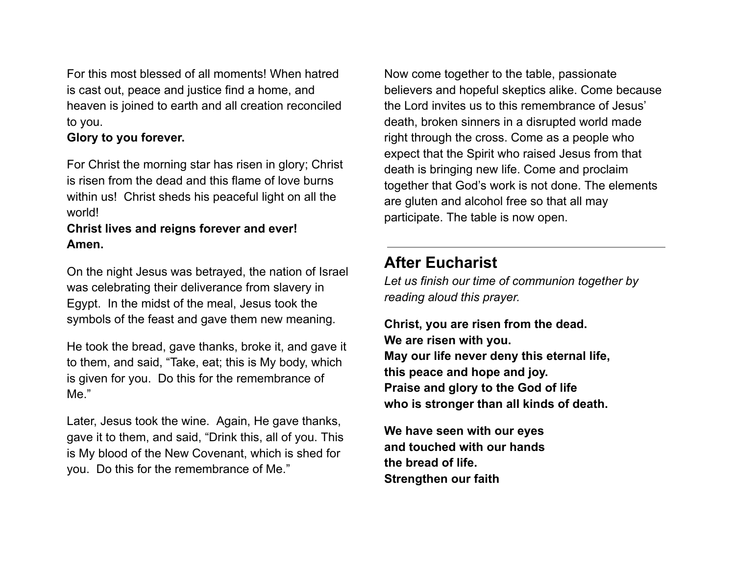For this most blessed of all moments! When hatred is cast out, peace and justice find a home, and heaven is joined to earth and all creation reconciled to you.
**Glory to you forever.**

For Christ the morning star has risen in glory; Christ is risen from the dead and this flame of love burns within us! Christ sheds his peaceful light on all the world!
**Christ lives and reigns forever and ever! Amen.**

On the night Jesus was betrayed, the nation of Israel was celebrating their deliverance from slavery in Egypt. In the midst of the meal, Jesus took the symbols of the feast and gave them new meaning.

He took the bread, gave thanks, broke it, and gave it to them, and said, "Take, eat; this is My body, which is given for you. Do this for the remembrance of Me."

Later, Jesus took the wine. Again, He gave thanks, gave it to them, and said, "Drink this, all of you. This is My blood of the New Covenant, which is shed for you. Do this for the remembrance of Me."

Now come together to the table, passionate believers and hopeful skeptics alike. Come because the Lord invites us to this remembrance of Jesus' death, broken sinners in a disrupted world made right through the cross. Come as a people who expect that the Spirit who raised Jesus from that death is bringing new life. Come and proclaim together that God's work is not done. The elements are gluten and alcohol free so that all may participate. The table is now open.

---

## After Eucharist

*Let us finish our time of communion together by reading aloud this prayer.*

**Christ, you are risen from the dead.**
**We are risen with you.**
**May our life never deny this eternal life,**
**this peace and hope and joy.**
**Praise and glory to the God of life**
**who is stronger than all kinds of death.**

**We have seen with our eyes**
**and touched with our hands**
**the bread of life.**
**Strengthen our faith**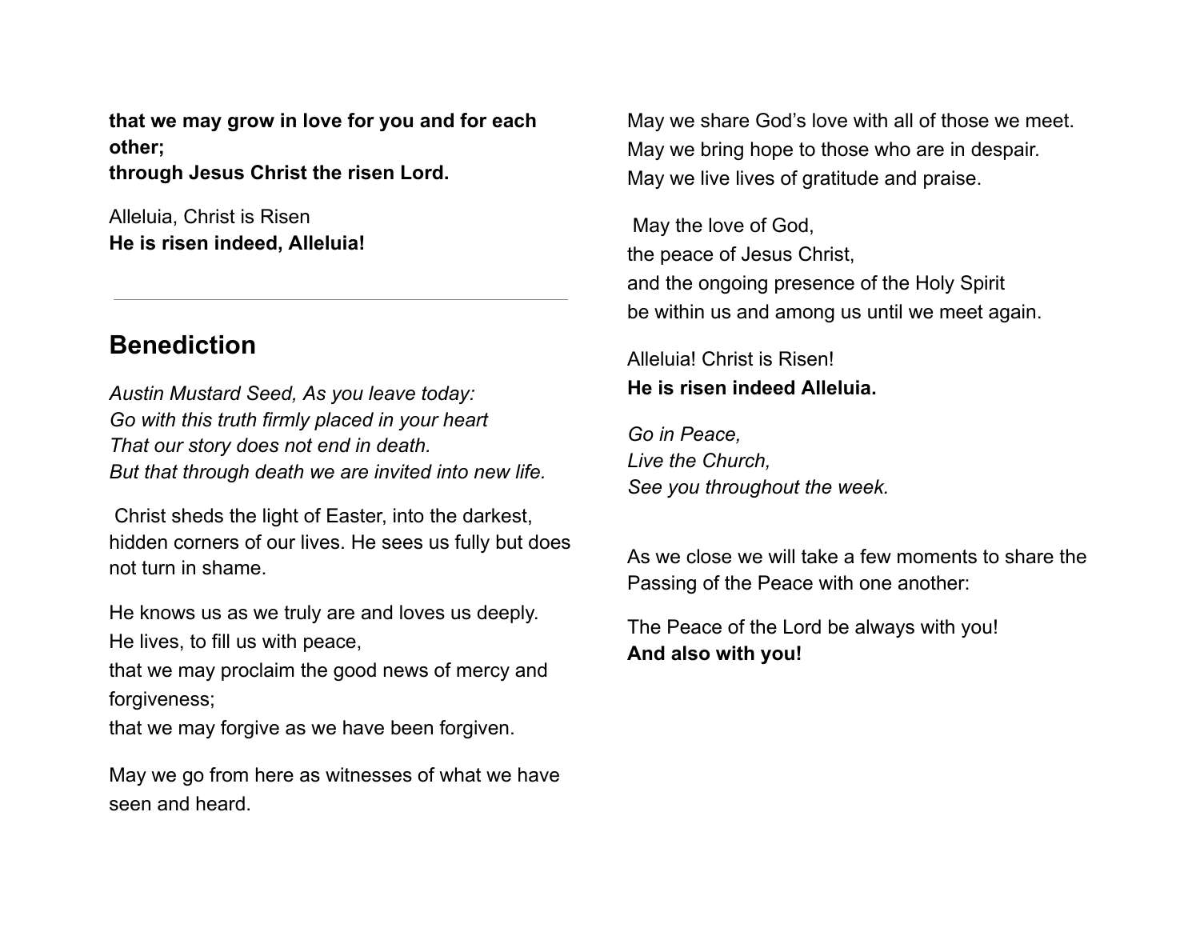**that we may grow in love for you and for each other;**
**through Jesus Christ the risen Lord.**

Alleluia, Christ is Risen
**He is risen indeed, Alleluia!**

---

## Benediction

*Austin Mustard Seed, As you leave today:*
*Go with this truth firmly placed in your heart*
*That our story does not end in death.*
*But that through death we are invited into new life.*

Christ sheds the light of Easter, into the darkest, hidden corners of our lives. He sees us fully but does not turn in shame.

He knows us as we truly are and loves us deeply.
He lives, to fill us with peace,
that we may proclaim the good news of mercy and forgiveness;
that we may forgive as we have been forgiven.

May we go from here as witnesses of what we have seen and heard.

May we share God's love with all of those we meet.
May we bring hope to those who are in despair.
May we live lives of gratitude and praise.

May the love of God,
the peace of Jesus Christ,
and the ongoing presence of the Holy Spirit
be within us and among us until we meet again.

Alleluia! Christ is Risen!
**He is risen indeed Alleluia.**

*Go in Peace,*
*Live the Church,*
*See you throughout the week.*

As we close we will take a few moments to share the Passing of the Peace with one another:

The Peace of the Lord be always with you!
**And also with you!**